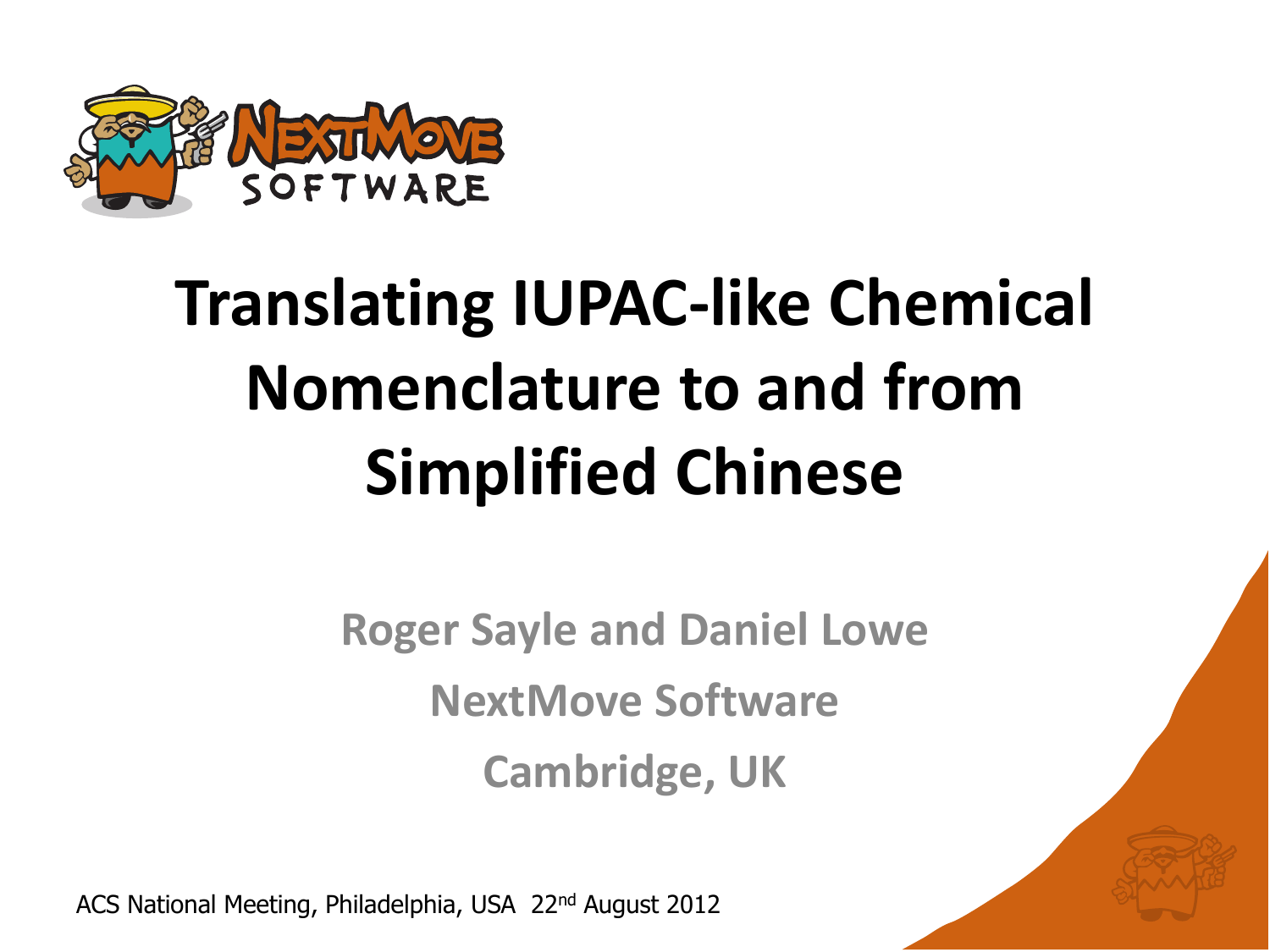# Translating IUPAC-like Chemical Nomenclature to and from Simplified Chinese

**Roger Sayle and Daniel Lowe**

**NextMove Software**

**Cambridge, UK**

ACS National Meeting, Philadelphia, USA 22nd August 2012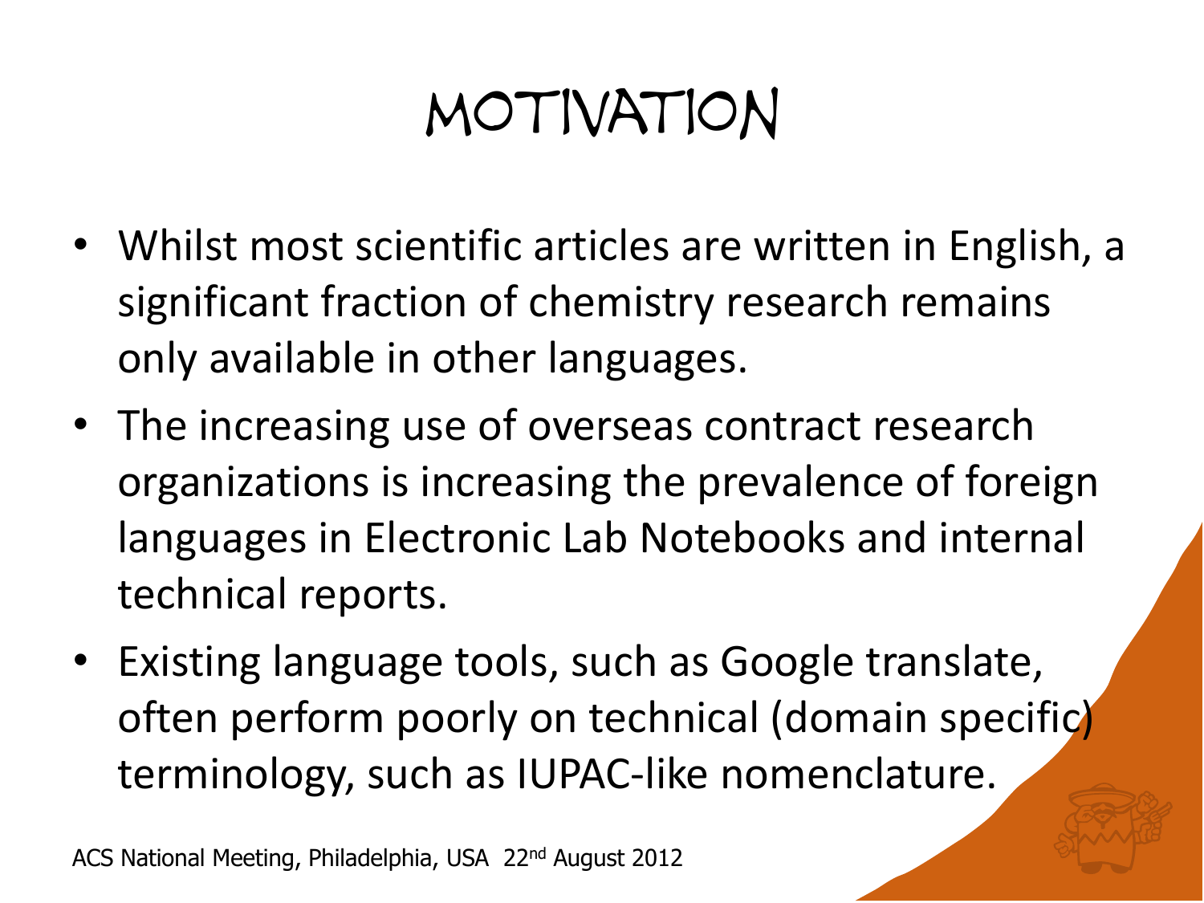# MOTIVATION

- Whilst most scientific articles are written in English, a significant fraction of chemistry research remains only available in other languages.
- The increasing use of overseas contract research organizations is increasing the prevalence of foreign languages in Electronic Lab Notebooks and internal technical reports.
- Existing language tools, such as Google translate, often perform poorly on technical (domain specific) terminology, such as IUPAC-like nomenclature.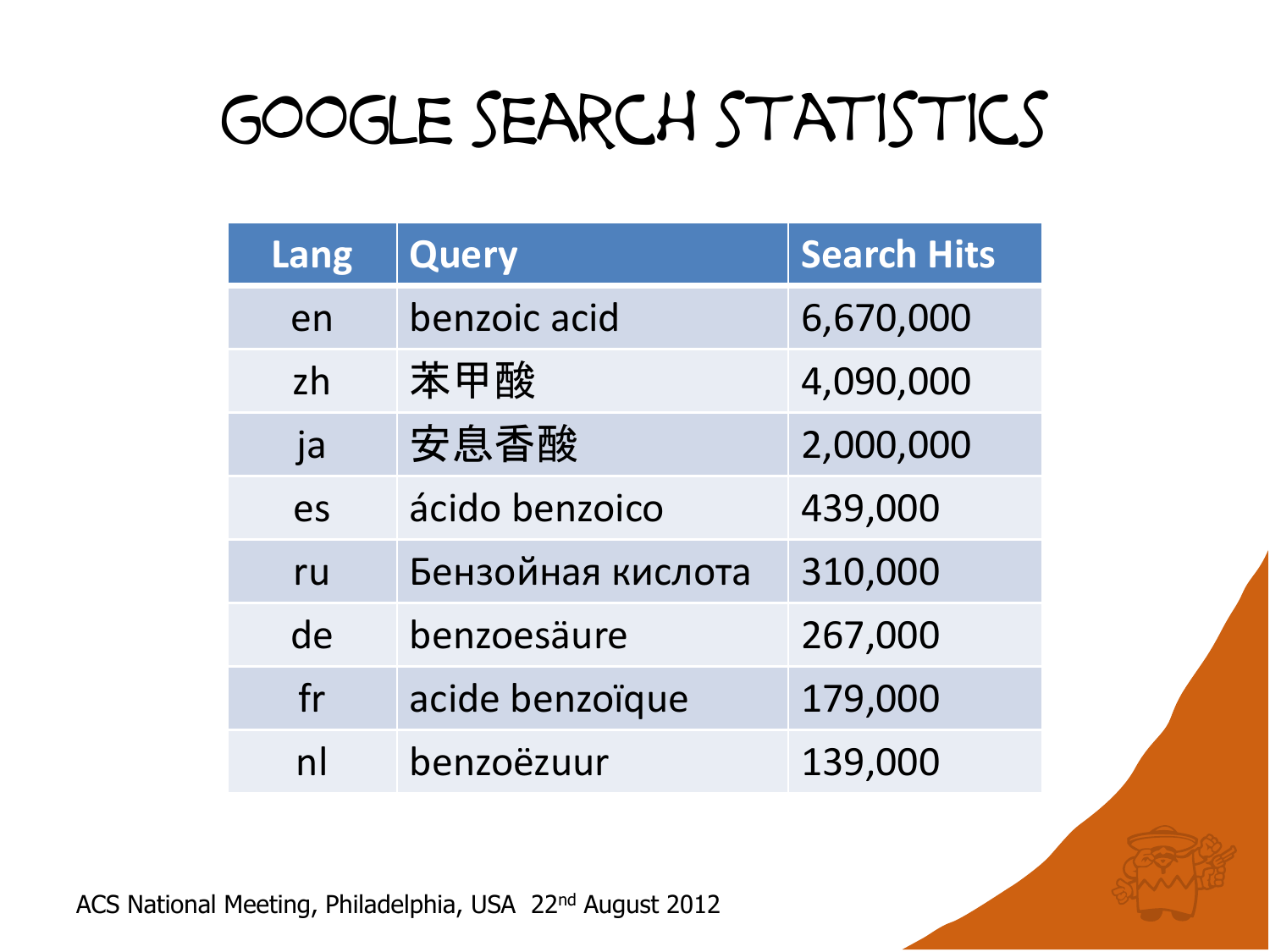# Google Search Statistics

| Lang | Query | Search Hits |
|---|---|---|
| en | benzoic acid | 6,670,000 |
| zh | 苯甲酸 | 4,090,000 |
| ja | 安息香酸 | 2,000,000 |
| es | ácido benzoico | 439,000 |
| ru | Бензойная кислота | 310,000 |
| de | benzoesäure | 267,000 |
| fr | acide benzoïque | 179,000 |
| nl | benzoëzuur | 139,000 |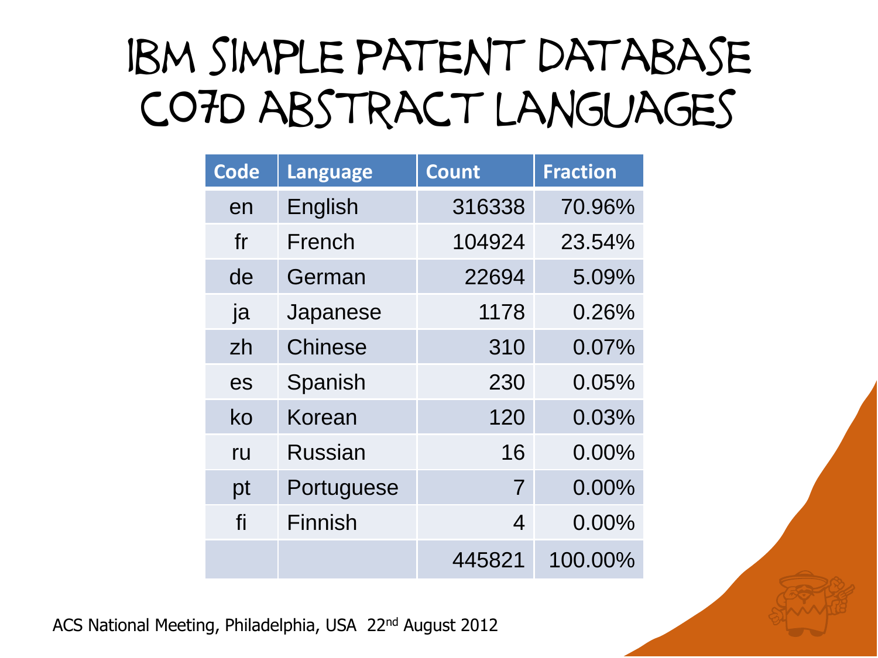# IBM Simple Patent Database C07D Abstract Languages

| Code | Language | Count | Fraction |
|---|---|---|---|
| en | English | 316338 | 70.96% |
| fr | French | 104924 | 23.54% |
| de | German | 22694 | 5.09% |
| ja | Japanese | 1178 | 0.26% |
| zh | Chinese | 310 | 0.07% |
| es | Spanish | 230 | 0.05% |
| ko | Korean | 120 | 0.03% |
| ru | Russian | 16 | 0.00% |
| pt | Portuguese | 7 | 0.00% |
| fi | Finnish | 4 | 0.00% |
| | | 445821 | 100.00% |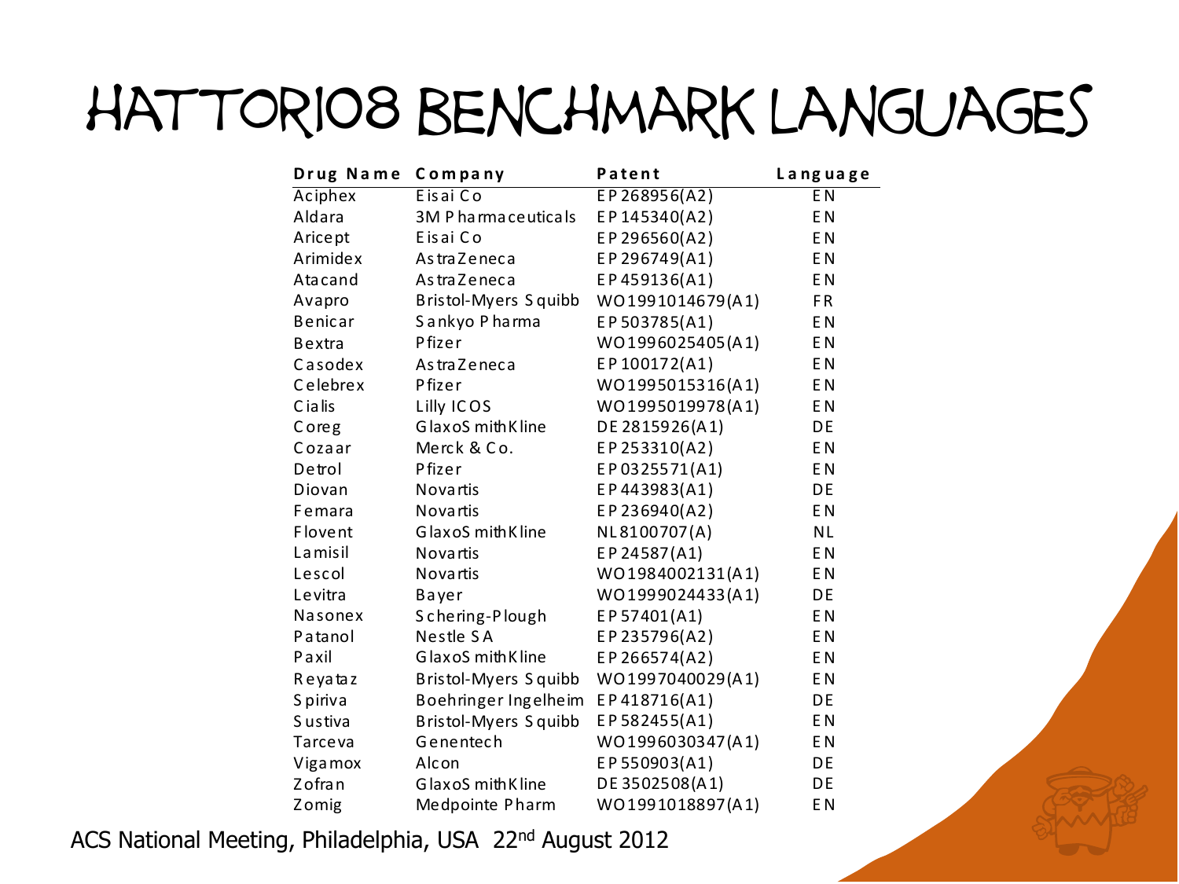# Hattori08 Benchmark Languages

| Drug Name | Company | Patent | Language |
|---|---|---|---|
| Aciphex | Eisai Co | EP268956(A2) | EN |
| Aldara | 3M Pharmaceuticals | EP145340(A2) | EN |
| Aricept | Eisai Co | EP296560(A2) | EN |
| Arimidex | AstraZeneca | EP296749(A1) | EN |
| Atacand | AstraZeneca | EP459136(A1) | EN |
| Avapro | Bristol-Myers Squibb | WO1991014679(A1) | FR |
| Benicar | Sankyo Pharma | EP503785(A1) | EN |
| Bextra | Pfizer | WO1996025405(A1) | EN |
| Casodex | AstraZeneca | EP100172(A1) | EN |
| Celebrex | Pfizer | WO1995015316(A1) | EN |
| Cialis | Lilly ICOS | WO1995019978(A1) | EN |
| Coreg | GlaxoSmithKline | DE2815926(A1) | DE |
| Cozaar | Merck & Co. | EP253310(A2) | EN |
| Detrol | Pfizer | EP0325571(A1) | EN |
| Diovan | Novartis | EP443983(A1) | DE |
| Femara | Novartis | EP236940(A2) | EN |
| Flovent | GlaxoSmithKline | NL8100707(A) | NL |
| Lamisil | Novartis | EP24587(A1) | EN |
| Lescol | Novartis | WO1984002131(A1) | EN |
| Levitra | Bayer | WO1999024433(A1) | DE |
| Nasonex | Schering-Plough | EP57401(A1) | EN |
| Patanol | Nestle SA | EP235796(A2) | EN |
| Paxil | GlaxoSmithKline | EP266574(A2) | EN |
| Reyataz | Bristol-Myers Squibb | WO1997040029(A1) | EN |
| Spiriva | Boehringer Ingelheim | EP418716(A1) | DE |
| Sustiva | Bristol-Myers Squibb | EP582455(A1) | EN |
| Tarceva | Genentech | WO1996030347(A1) | EN |
| Vigamox | Alcon | EP550903(A1) | DE |
| Zofran | GlaxoSmithKline | DE3502508(A1) | DE |
| Zomig | Medpointe Pharm | WO1991018897(A1) | EN |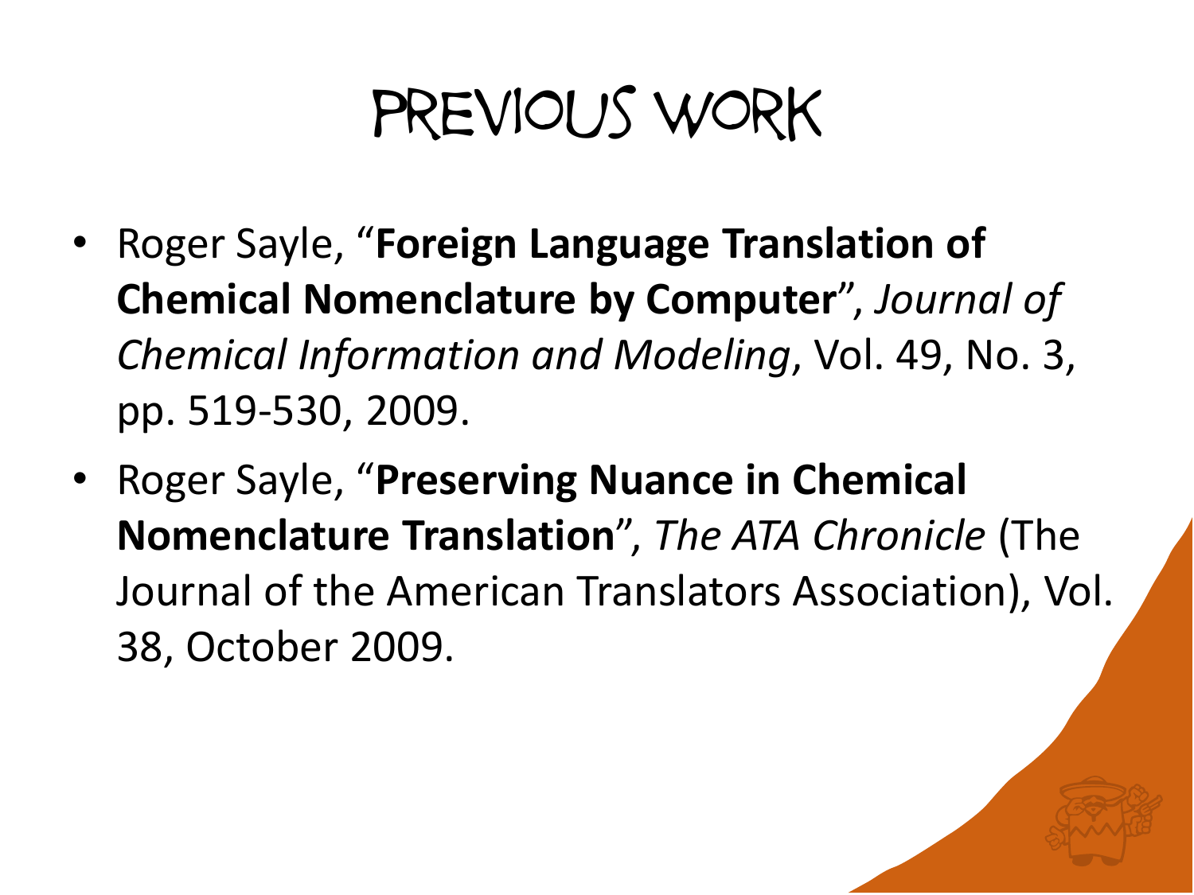# PREVIOUS WORK

- Roger Sayle, "**Foreign Language Translation of Chemical Nomenclature by Computer**", *Journal of Chemical Information and Modeling*, Vol. 49, No. 3, pp. 519-530, 2009.
- Roger Sayle, "**Preserving Nuance in Chemical Nomenclature Translation**", *The ATA Chronicle* (The Journal of the American Translators Association), Vol. 38, October 2009.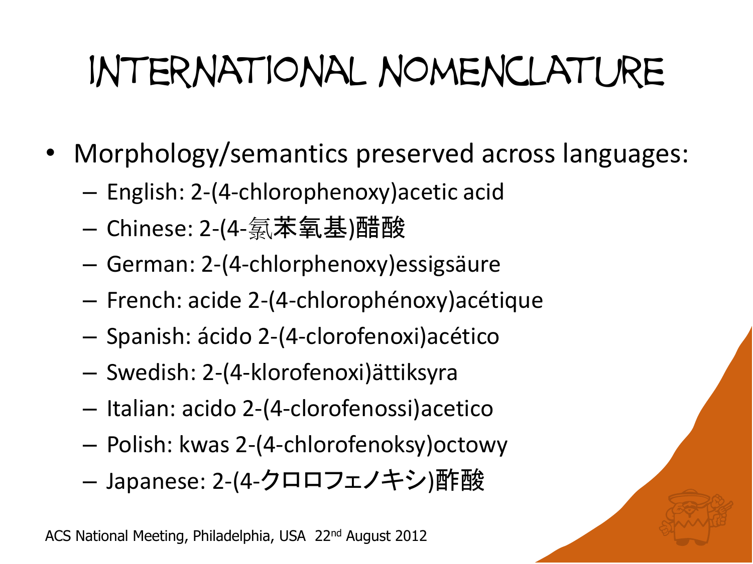# International Nomenclature

- Morphology/semantics preserved across languages:
  - English: 2-(4-chlorophenoxy)acetic acid
  - Chinese: 2-(4-氯苯氧基)醋酸
  - German: 2-(4-chlorphenoxy)essigsäure
  - French: acide 2-(4-chlorophénoxy)acétique
  - Spanish: ácido 2-(4-clorofenoxi)acético
  - Swedish: 2-(4-klorofenoxi)ättiksyra
  - Italian: acido 2-(4-clorofenossi)acetico
  - Polish: kwas 2-(4-chlorofenoksy)octowy
  - Japanese: 2-(4-クロロフェノキシ)酢酸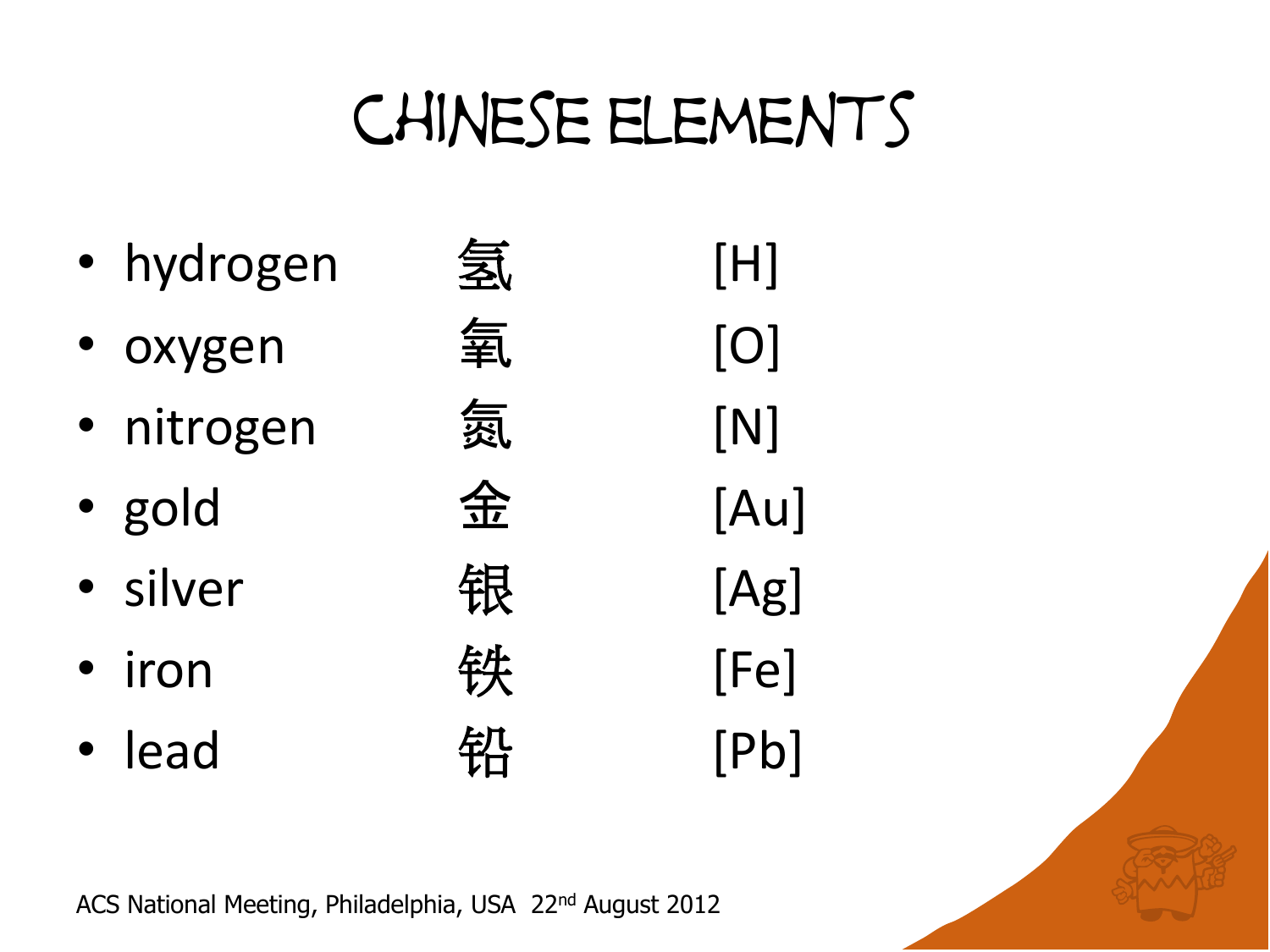# Chinese Elements

- hydrogen 氢 [H]
- oxygen 氧 [O]
- nitrogen 氮 [N]
- gold 金 [Au]
- silver 银 [Ag]
- iron 铁 [Fe]
- lead 铅 [Pb]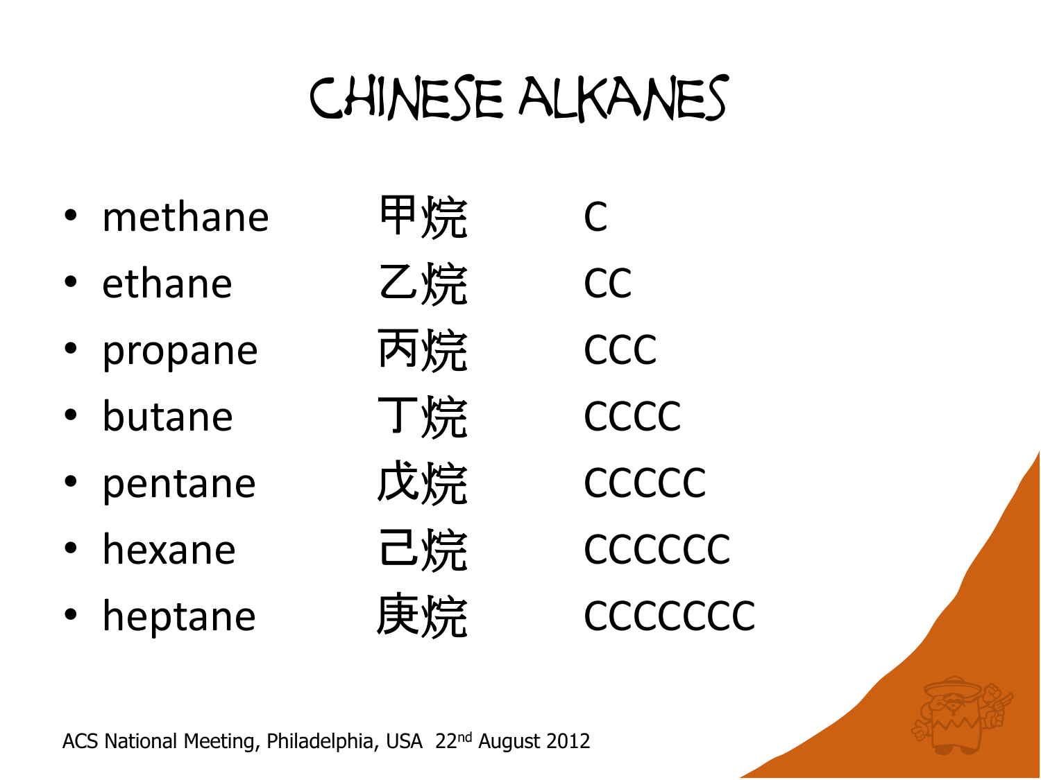# CHINESE ALKANES

- methane 甲烷 C
- ethane 乙烷 CC
- propane 丙烷 CCC
- butane 丁烷 CCCC
- pentane 戊烷 CCCCC
- hexane 己烷 CCCCCC
- heptane 庚烷 CCCCCCC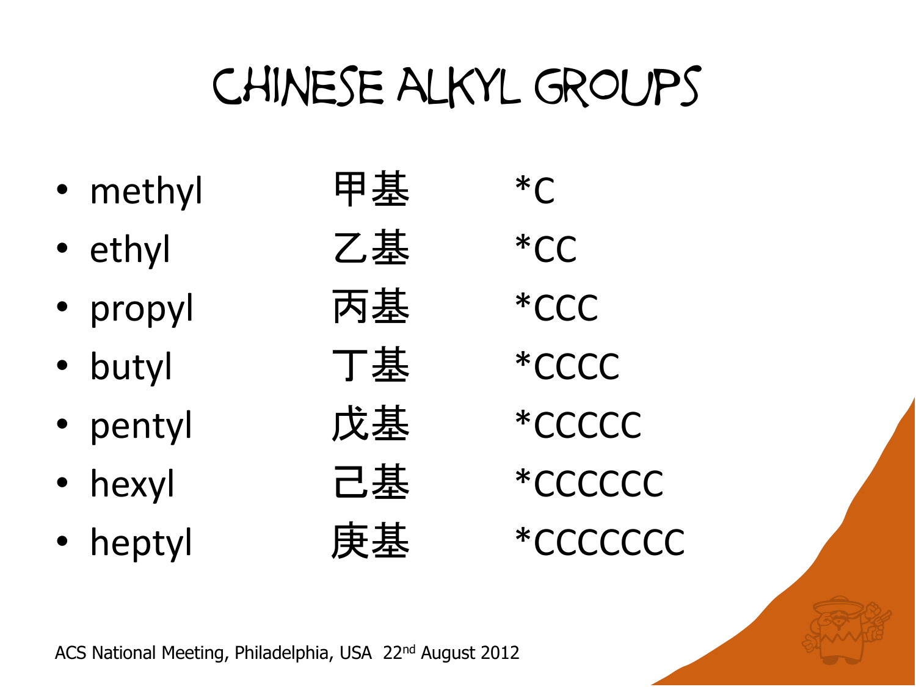# Chinese Alkyl Groups

- methyl 甲基 *C
- ethyl 乙基 *CC
- propyl 丙基 *CCC
- butyl 丁基 *CCCC
- pentyl 戊基 *CCCCC
- hexyl 己基 *CCCCCC
- heptyl 庚基 *CCCCCCC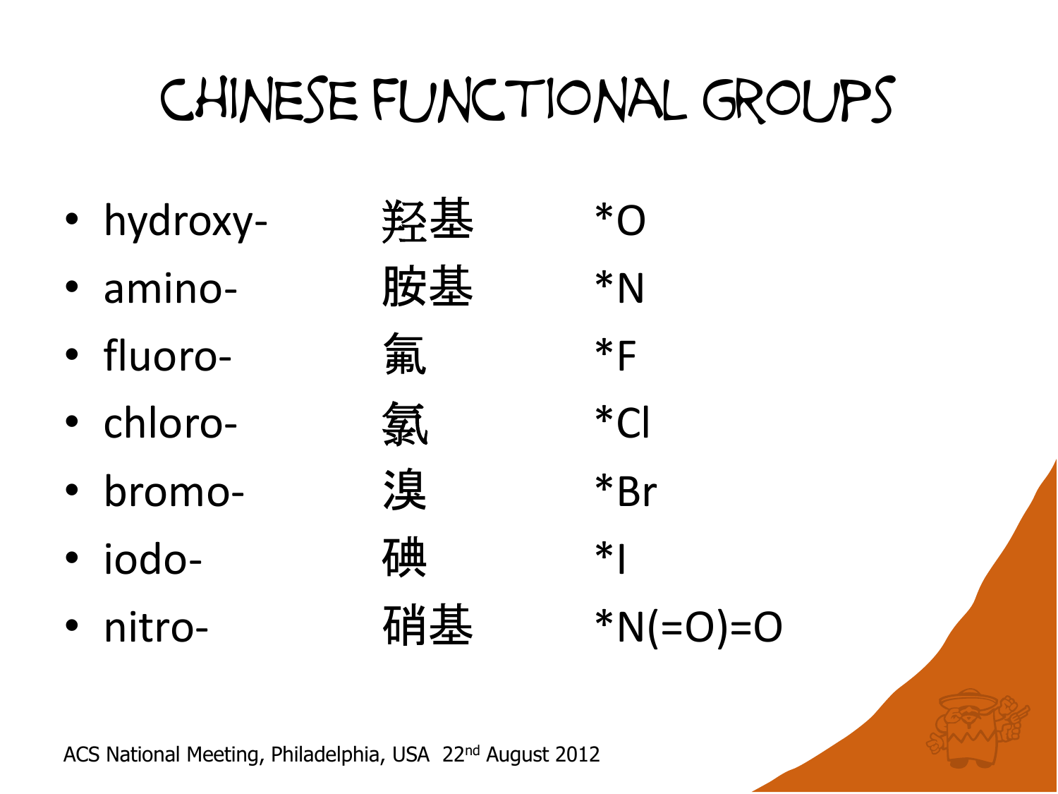# Chinese Functional Groups

| | | |
|---|---|---|
| hydroxy- | 羟基 | *O |
| amino- | 胺基 | *N |
| fluoro- | 氟 | *F |
| chloro- | 氯 | *Cl |
| bromo- | 溴 | *Br |
| iodo- | 碘 | *I |
| nitro- | 硝基 | *N(=O)=O |

ACS National Meeting, Philadelphia, USA 22nd August 2012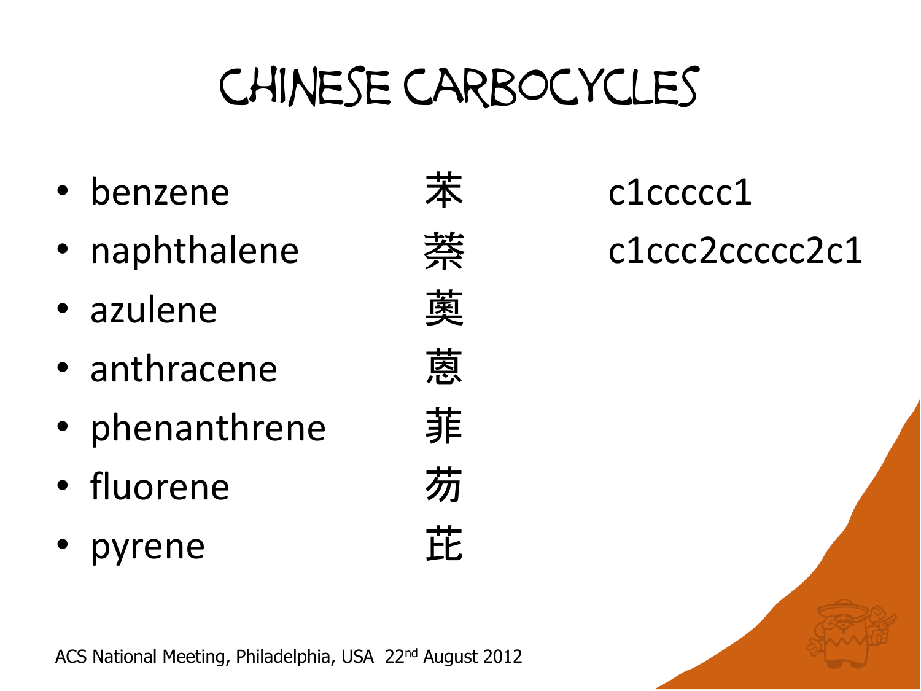# Chinese Carbocycles

| | | |
|---|---|---|
| • benzene | 苯 | c1ccccc1 |
| • naphthalene | 萘 | c1ccc2ccccc2c1 |
| • azulene | 薁 | |
| • anthracene | 蒽 | |
| • phenanthrene | 菲 | |
| • fluorene | 芴 | |
| • pyrene | 芘 | |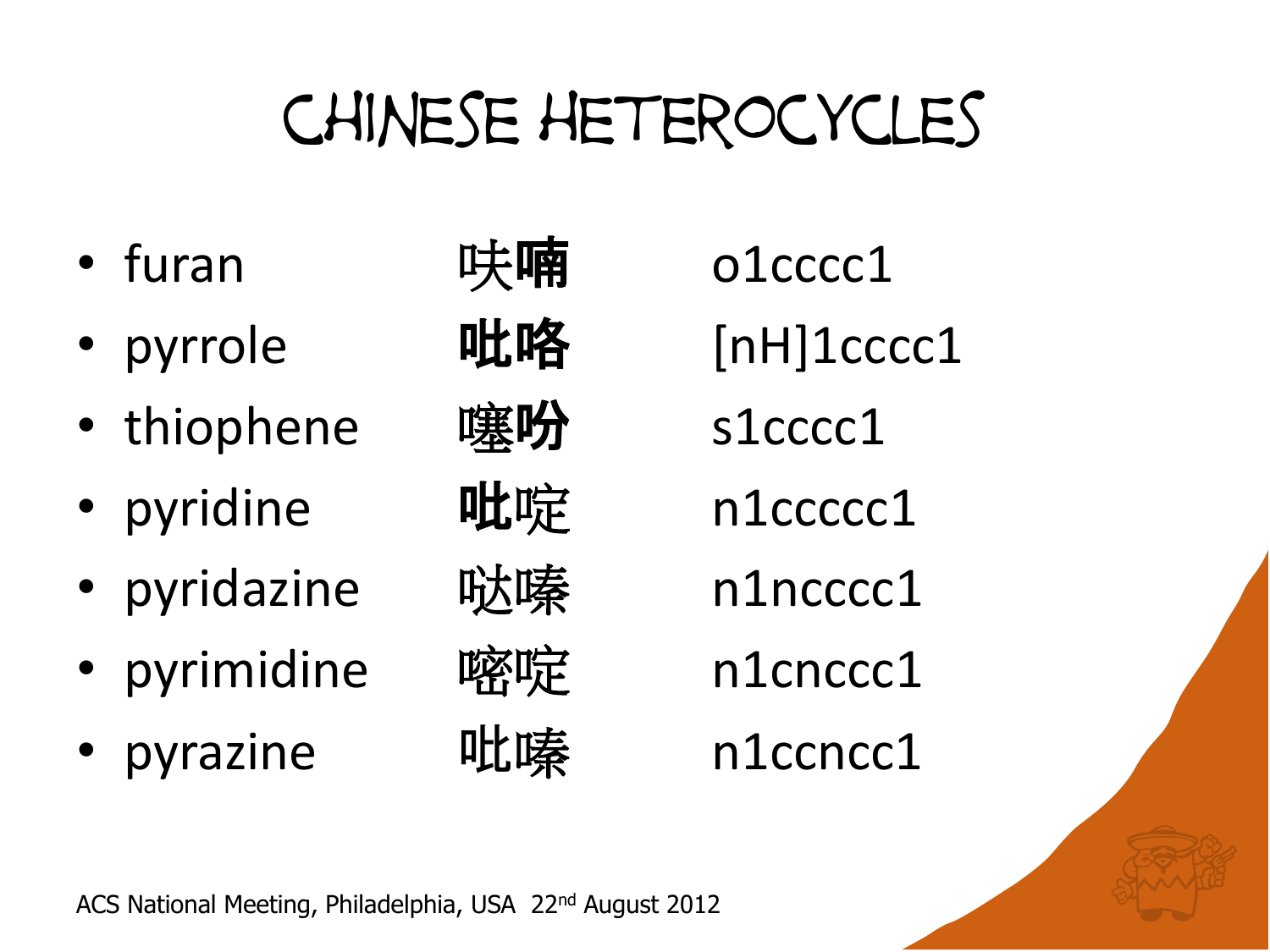# Chinese Heterocycles

- furan 呋喃 o1cccc1
- pyrrole 吡咯 [nH]1cccc1
- thiophene 噻吩 s1cccc1
- pyridine 吡啶 n1ccccc1
- pyridazine 哒嗪 n1ncccc1
- pyrimidine 嘧啶 n1cnccc1
- pyrazine 吡嗪 n1ccncc1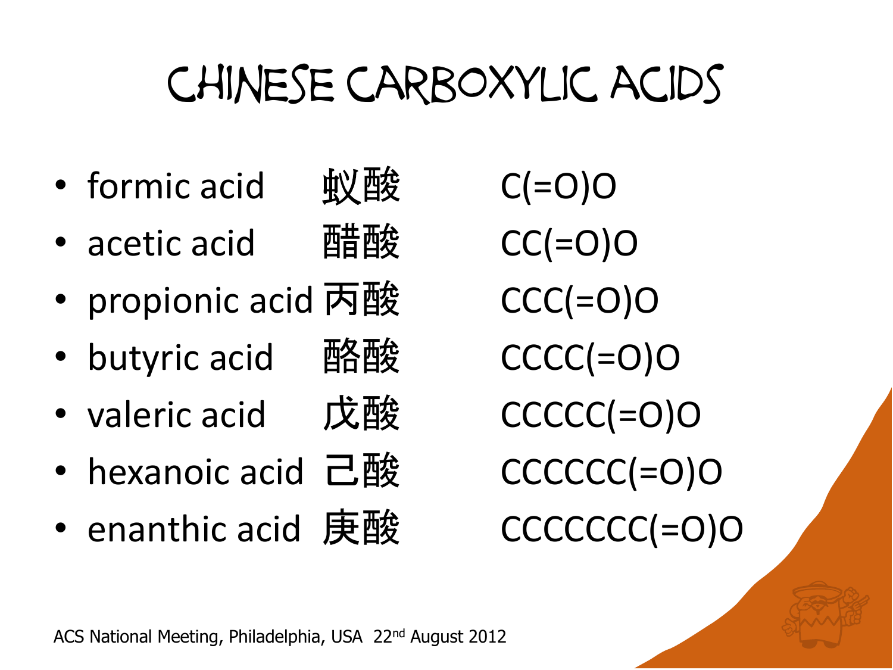# Chinese Carboxylic Acids

- formic acid 蚁酸 C(=O)O
- acetic acid 醋酸 CC(=O)O
- propionic acid 丙酸 CCC(=O)O
- butyric acid 酪酸 CCCC(=O)O
- valeric acid 戊酸 CCCCC(=O)O
- hexanoic acid 己酸 CCCCCC(=O)O
- enanthic acid 庚酸 CCCCCCC(=O)O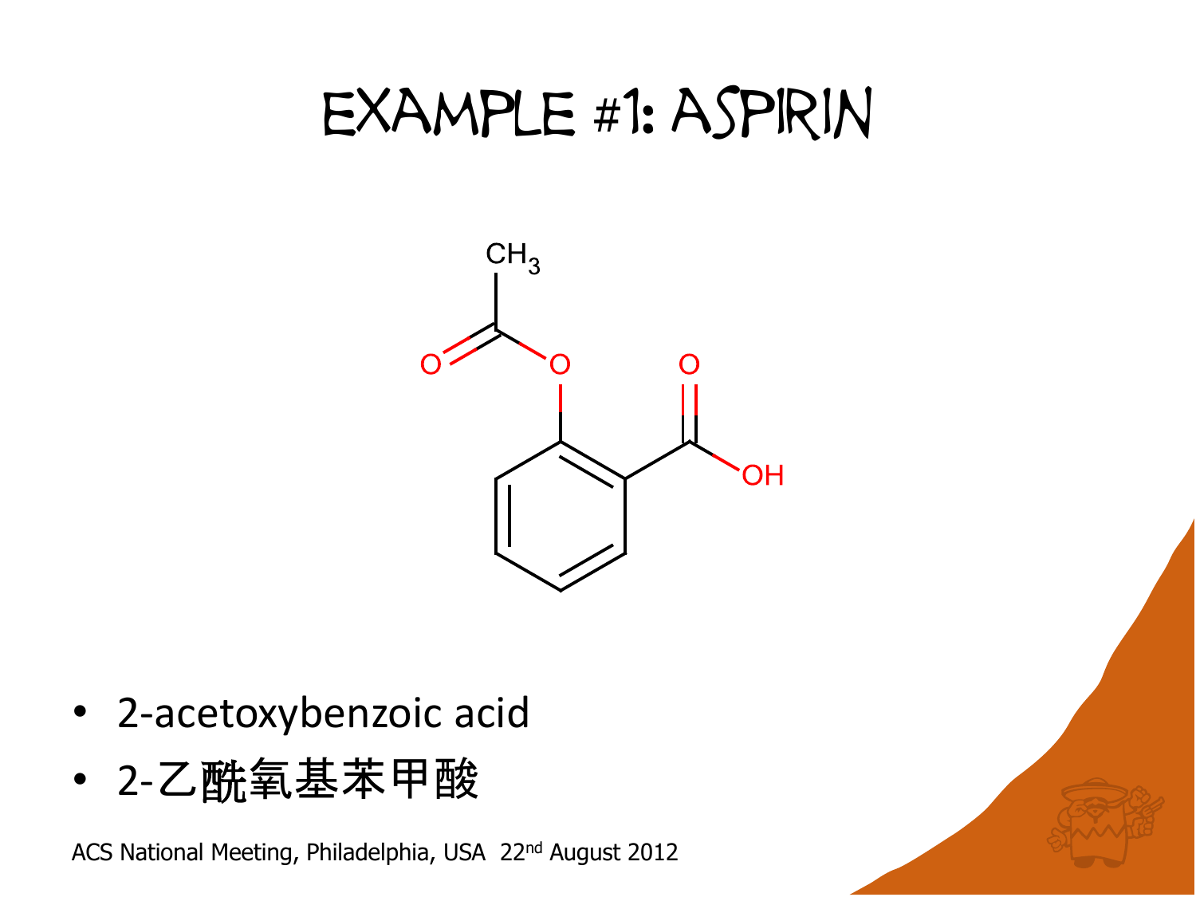# Example #1: Aspirin

- 2-acetoxybenzoic acid
- 2-乙酰氧基苯甲酸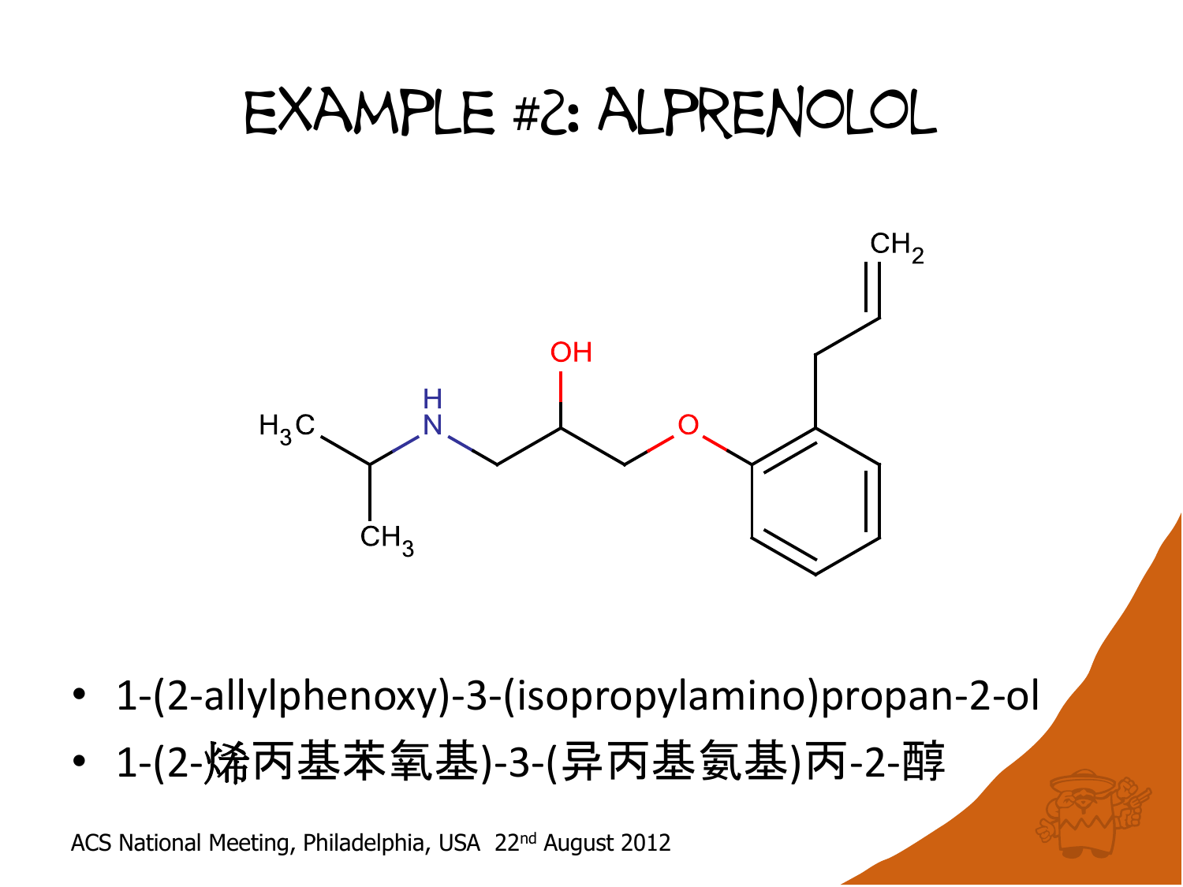# Example #2: Alprenolol

- 1-(2-allylphenoxy)-3-(isopropylamino)propan-2-ol
- 1-(2-烯丙基苯氧基)-3-(异丙基氨基)丙-2-醇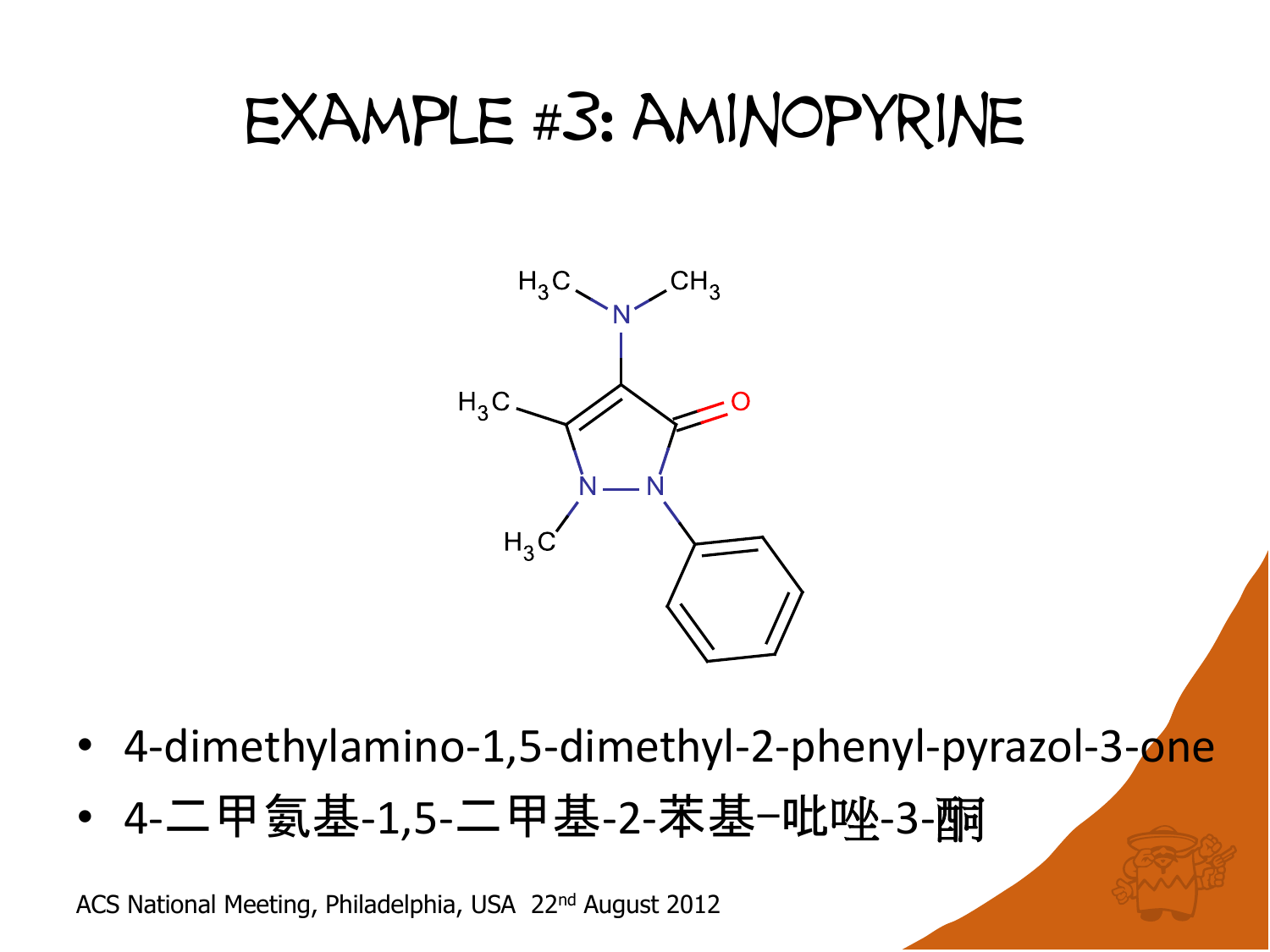# EXAMPLE #3: AMINOPYRINE

- 4-dimethylamino-1,5-dimethyl-2-phenyl-pyrazol-3-one
- 4-二甲氨基-1,5-二甲基-2-苯基–吡唑-3-酮

ACS National Meeting, Philadelphia, USA 22nd August 2012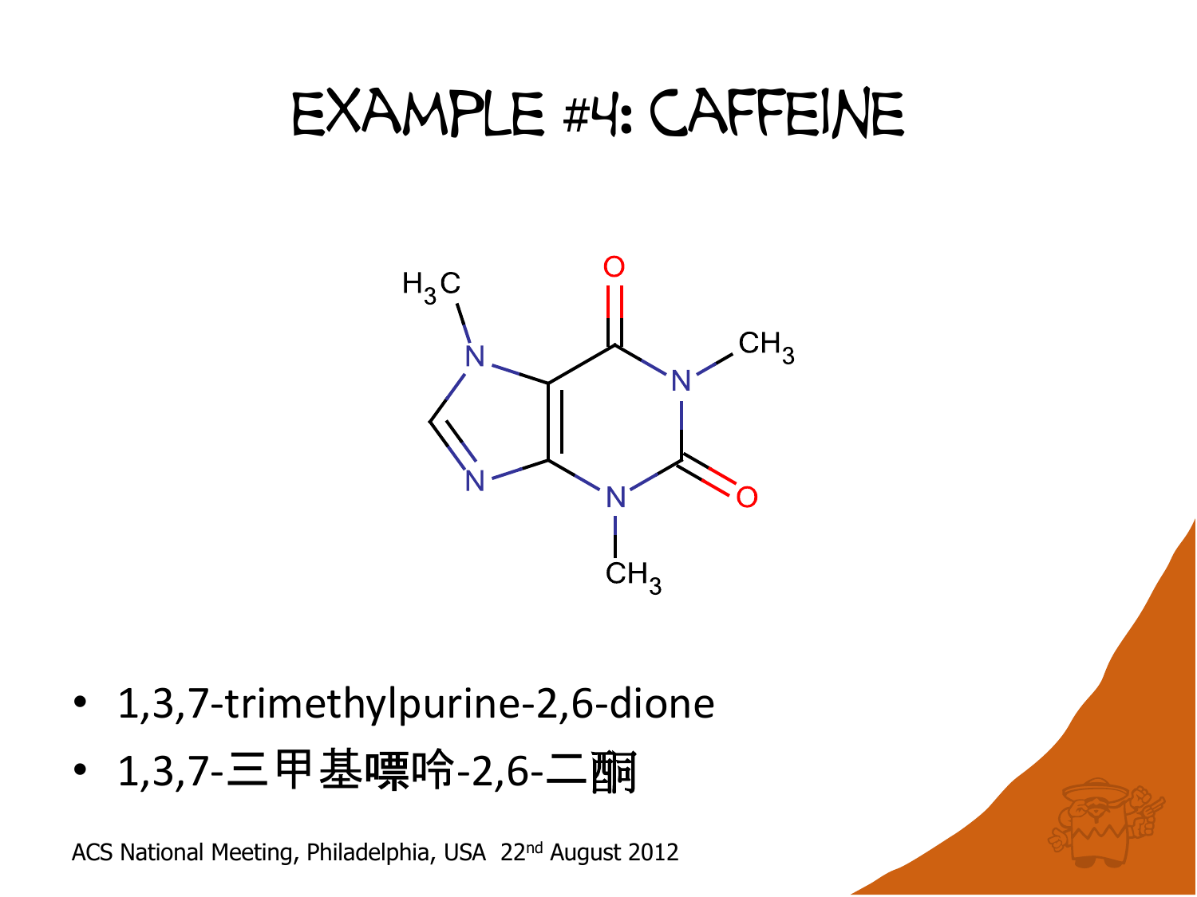# Example #4: Caffeine

- 1,3,7-trimethylpurine-2,6-dione
- 1,3,7-三甲基嘌呤-2,6-二酮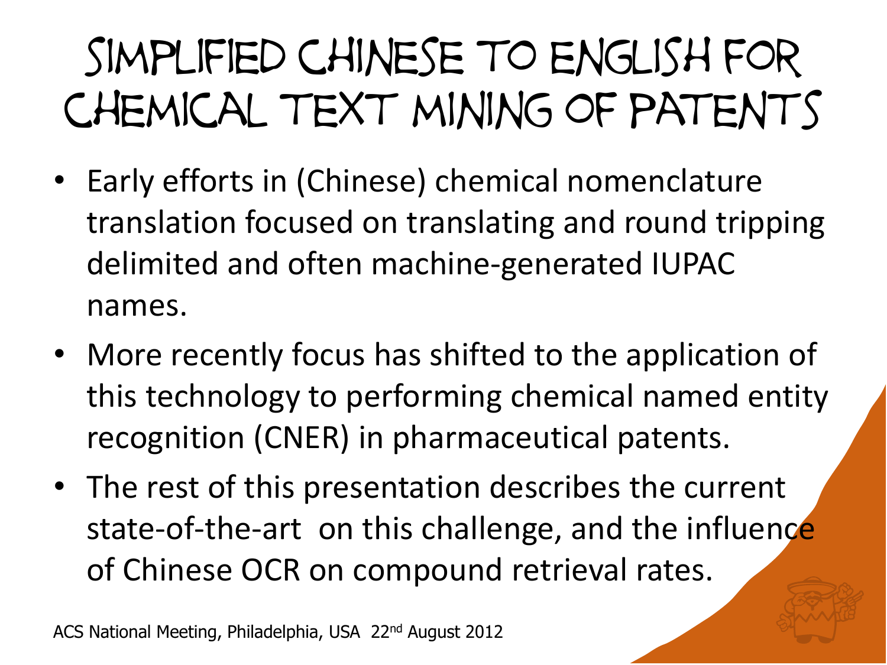# Simplified Chinese to English for Chemical Text Mining of Patents

- Early efforts in (Chinese) chemical nomenclature translation focused on translating and round tripping delimited and often machine-generated IUPAC names.
- More recently focus has shifted to the application of this technology to performing chemical named entity recognition (CNER) in pharmaceutical patents.
- The rest of this presentation describes the current state-of-the-art on this challenge, and the influence of Chinese OCR on compound retrieval rates.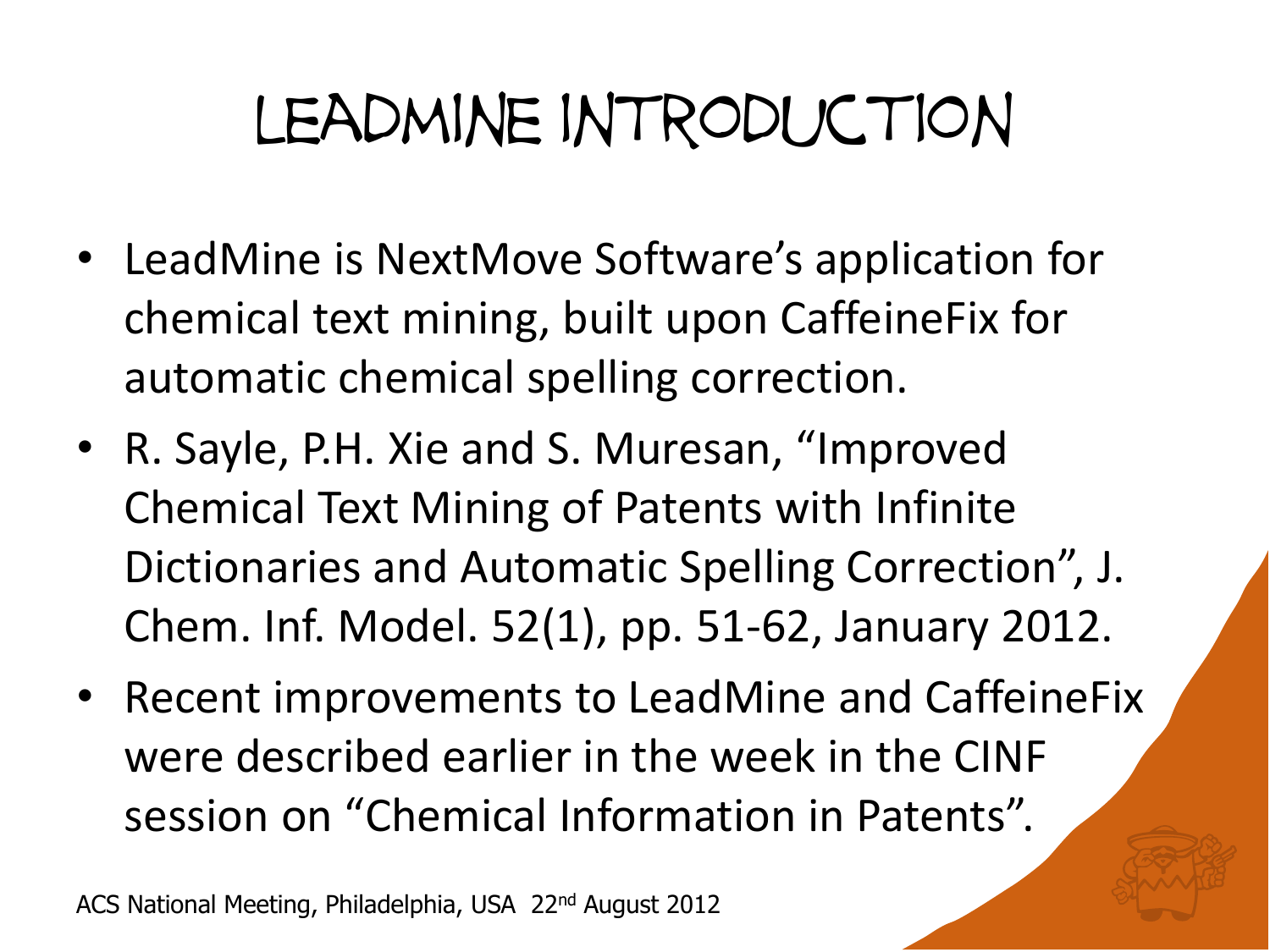# LeadMine Introduction

- LeadMine is NextMove Software's application for chemical text mining, built upon CaffeineFix for automatic chemical spelling correction.
- R. Sayle, P.H. Xie and S. Muresan, "Improved Chemical Text Mining of Patents with Infinite Dictionaries and Automatic Spelling Correction", J. Chem. Inf. Model. 52(1), pp. 51-62, January 2012.
- Recent improvements to LeadMine and CaffeineFix were described earlier in the week in the CINF session on "Chemical Information in Patents".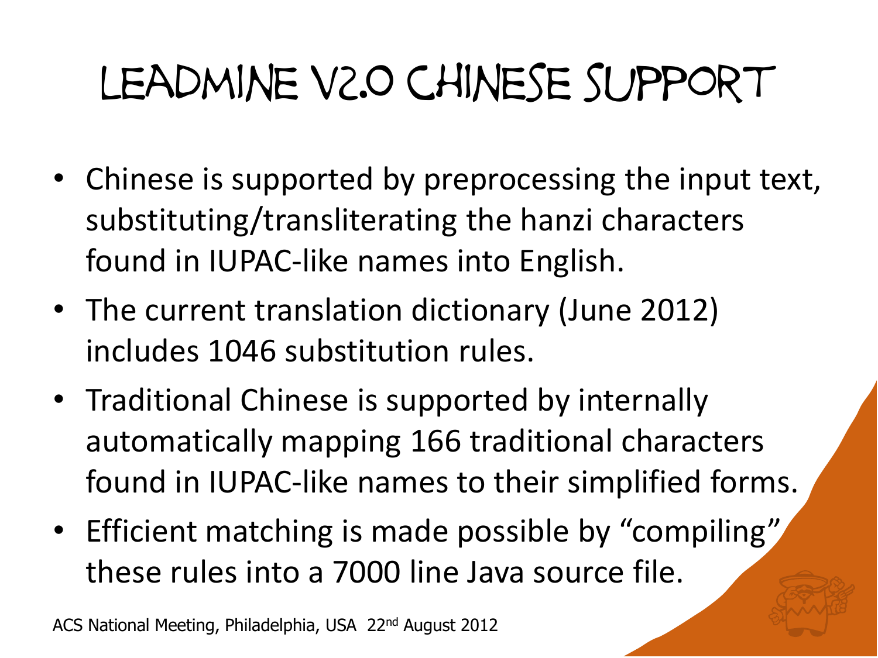# LeadMine v2.0 Chinese Support

- Chinese is supported by preprocessing the input text, substituting/transliterating the hanzi characters found in IUPAC-like names into English.
- The current translation dictionary (June 2012) includes 1046 substitution rules.
- Traditional Chinese is supported by internally automatically mapping 166 traditional characters found in IUPAC-like names to their simplified forms.
- Efficient matching is made possible by "compiling" these rules into a 7000 line Java source file.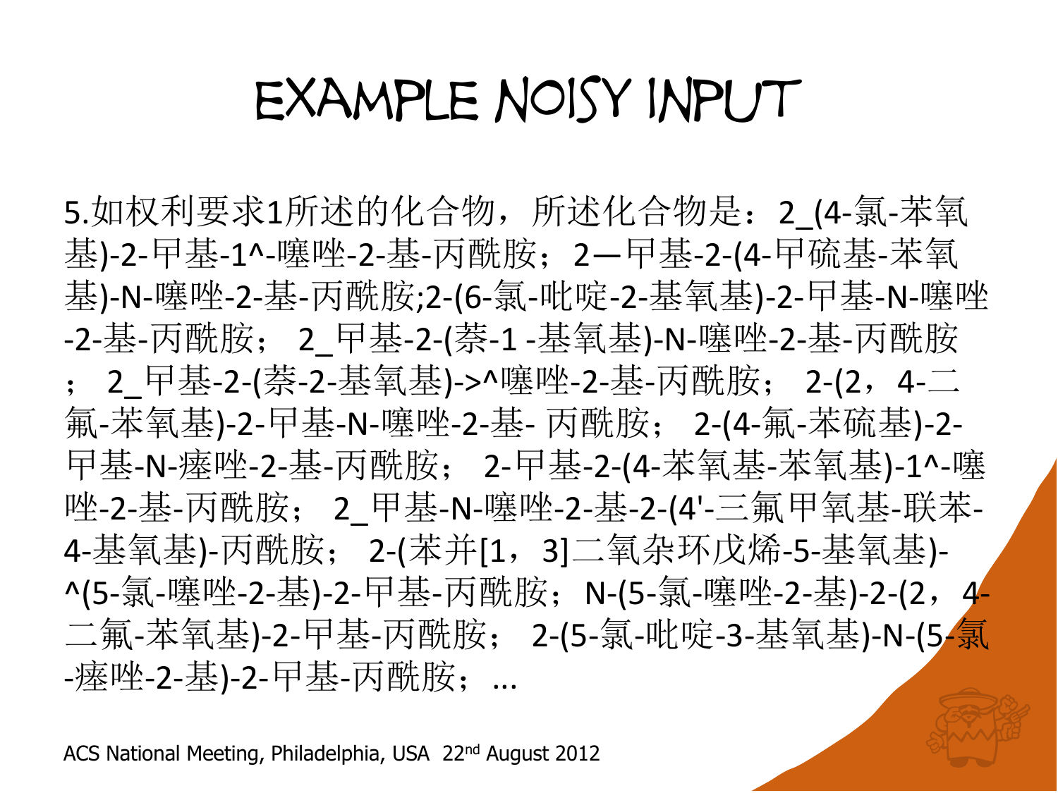# EXAMPLE NOISY INPUT

5.如权利要求1所述的化合物，所述化合物是：2_(4-氯-苯氧基)-2-甲基-1^-噻唑-2-基-丙酰胺；2—甲基-2-(4-甲硫基-苯氧基)-N-噻唑-2-基-丙酰胺;2-(6-氯-吡啶-2-基氧基)-2-甲基-N-噻唑-2-基-丙酰胺； 2_甲基-2-(萘-1 -基氧基)-N-噻唑-2-基-丙酰胺； 2_甲基-2-(萘-2-基氧基)->^噻唑-2-基-丙酰胺； 2-(2，4-二氟-苯氧基)-2-甲基-N-噻唑-2-基- 丙酰胺； 2-(4-氟-苯硫基)-2-甲基-N-瘗唑-2-基-丙酰胺； 2-甲基-2-(4-苯氧基-苯氧基)-1^-噻唑-2-基-丙酰胺； 2_甲基-N-噻唑-2-基-2-(4'-三氟甲氧基-联苯-4-基氧基)-丙酰胺； 2-(苯并[1，3]二氧杂环戊烯-5-基氧基)-^(5-氯-噻唑-2-基)-2-甲基-丙酰胺；N-(5-氯-噻唑-2-基)-2-(2，4-二氟-苯氧基)-2-甲基-丙酰胺； 2-(5-氯-吡啶-3-基氧基)-N-(5-氯-瘗唑-2-基)-2-甲基-丙酰胺；...

ACS National Meeting, Philadelphia, USA 22nd August 2012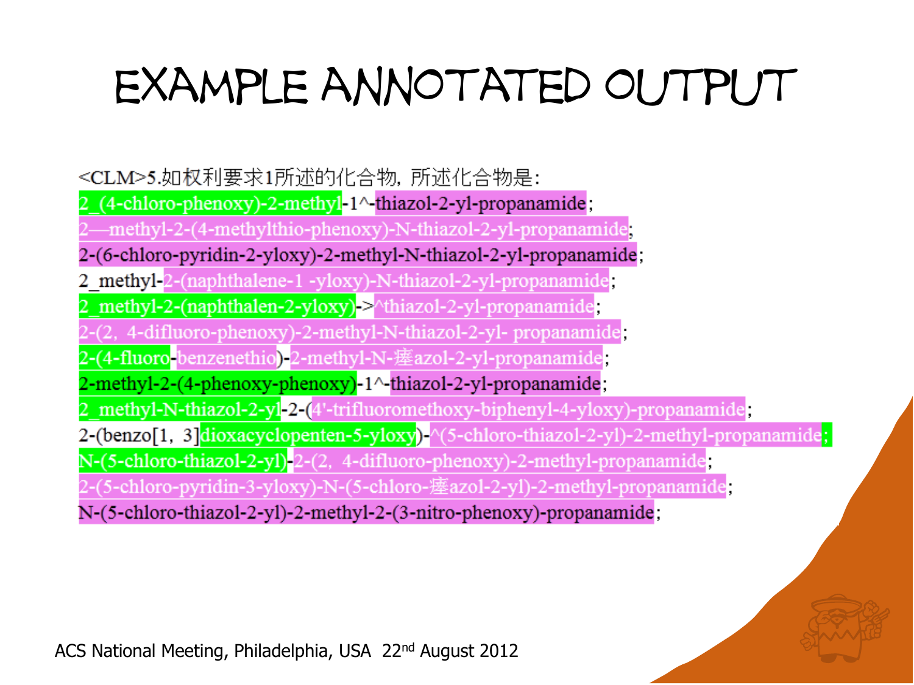# EXAMPLE ANNOTATED OUTPUT

<CLM>5.如权利要求1所述的化合物，所述化合物是：

2_(4-chloro-phenoxy)-2-methyl-1^-thiazol-2-yl-propanamide;

2—methyl-2-(4-methylthio-phenoxy)-N-thiazol-2-yl-propanamide;

2-(6-chloro-pyridin-2-yloxy)-2-methyl-N-thiazol-2-yl-propanamide;

2_methyl-2-(naphthalene-1 -yloxy)-N-thiazol-2-yl-propanamide;

2_methyl-2-(naphthalen-2-yloxy)->^thiazol-2-yl-propanamide;

2-(2，4-difluoro-phenoxy)-2-methyl-N-thiazol-2-yl- propanamide;

2-(4-fluoro-benzenethio)-2-methyl-N-瘗azol-2-yl-propanamide;

2-methyl-2-(4-phenoxy-phenoxy)-1^-thiazol-2-yl-propanamide;

2_methyl-N-thiazol-2-yl-2-(4'-trifluoromethoxy-biphenyl-4-yloxy)-propanamide;

2-(benzo[1，3]dioxacyclopenten-5-yloxy)-^(5-chloro-thiazol-2-yl)-2-methyl-propanamide;

N-(5-chloro-thiazol-2-yl)-2-(2，4-difluoro-phenoxy)-2-methyl-propanamide;

2-(5-chloro-pyridin-3-yloxy)-N-(5-chloro-瘗azol-2-yl)-2-methyl-propanamide;

N-(5-chloro-thiazol-2-yl)-2-methyl-2-(3-nitro-phenoxy)-propanamide;

ACS National Meeting, Philadelphia, USA 22nd August 2012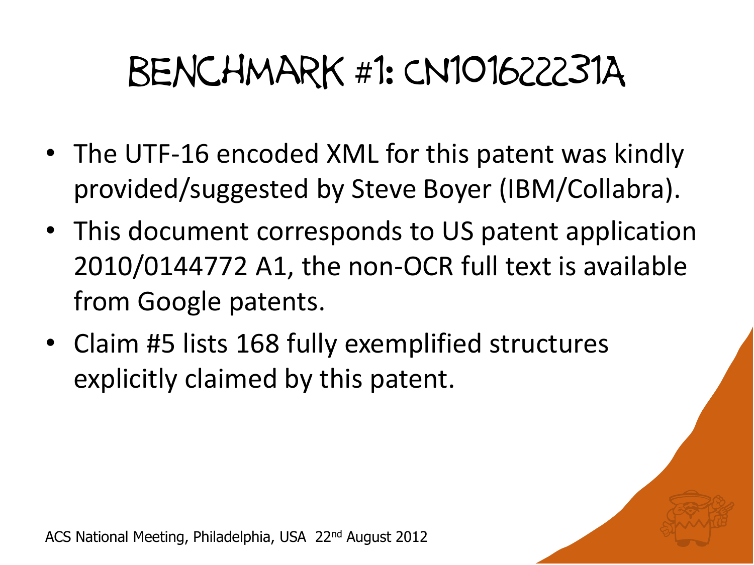# Benchmark #1: CN101622231A

- The UTF-16 encoded XML for this patent was kindly provided/suggested by Steve Boyer (IBM/Collabra).
- This document corresponds to US patent application 2010/0144772 A1, the non-OCR full text is available from Google patents.
- Claim #5 lists 168 fully exemplified structures explicitly claimed by this patent.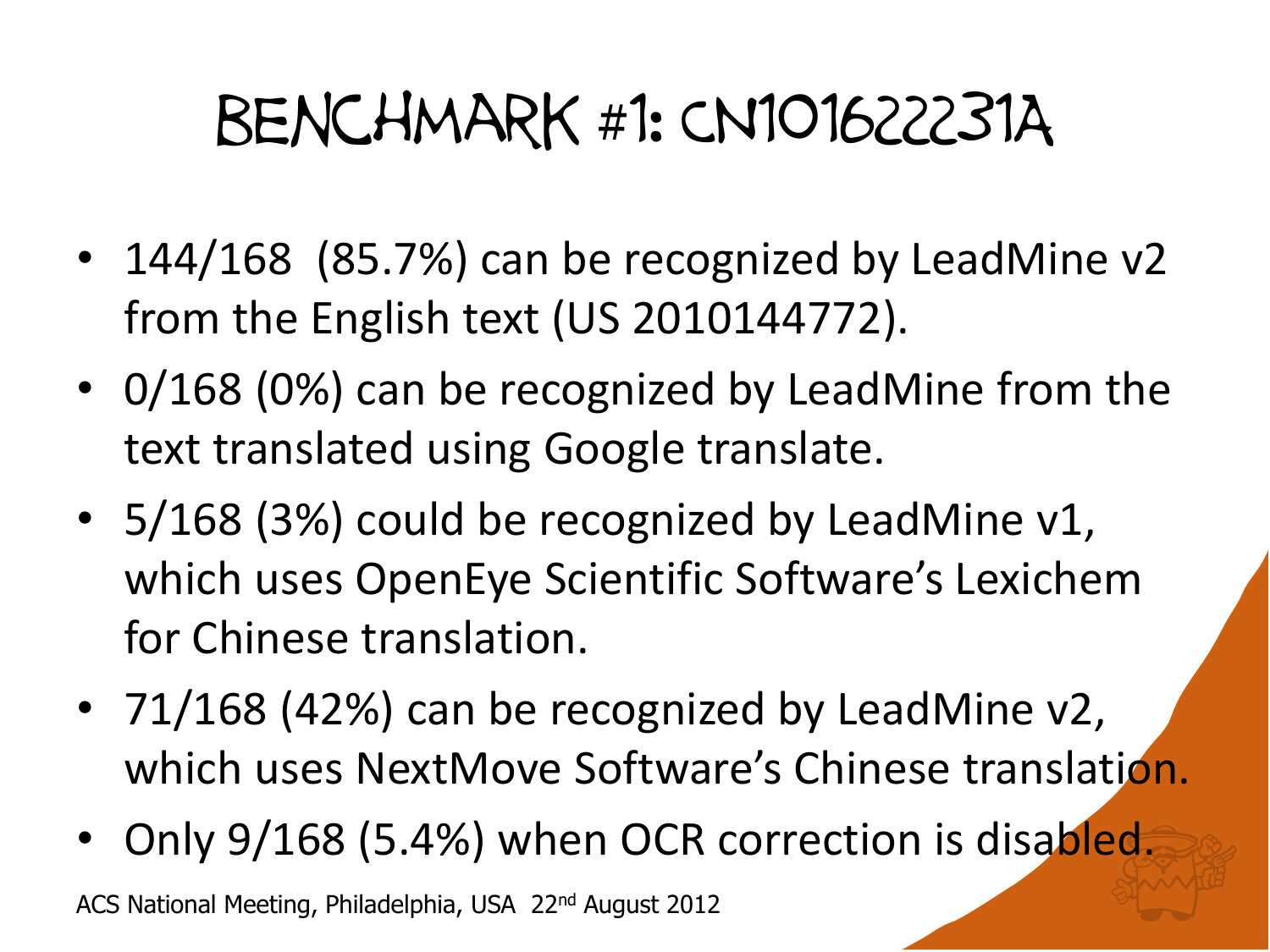# Benchmark #1: CN101622231A

- 144/168 (85.7%) can be recognized by LeadMine v2 from the English text (US 2010144772).
- 0/168 (0%) can be recognized by LeadMine from the text translated using Google translate.
- 5/168 (3%) could be recognized by LeadMine v1, which uses OpenEye Scientific Software's Lexichem for Chinese translation.
- 71/168 (42%) can be recognized by LeadMine v2, which uses NextMove Software's Chinese translation.
- Only 9/168 (5.4%) when OCR correction is disabled.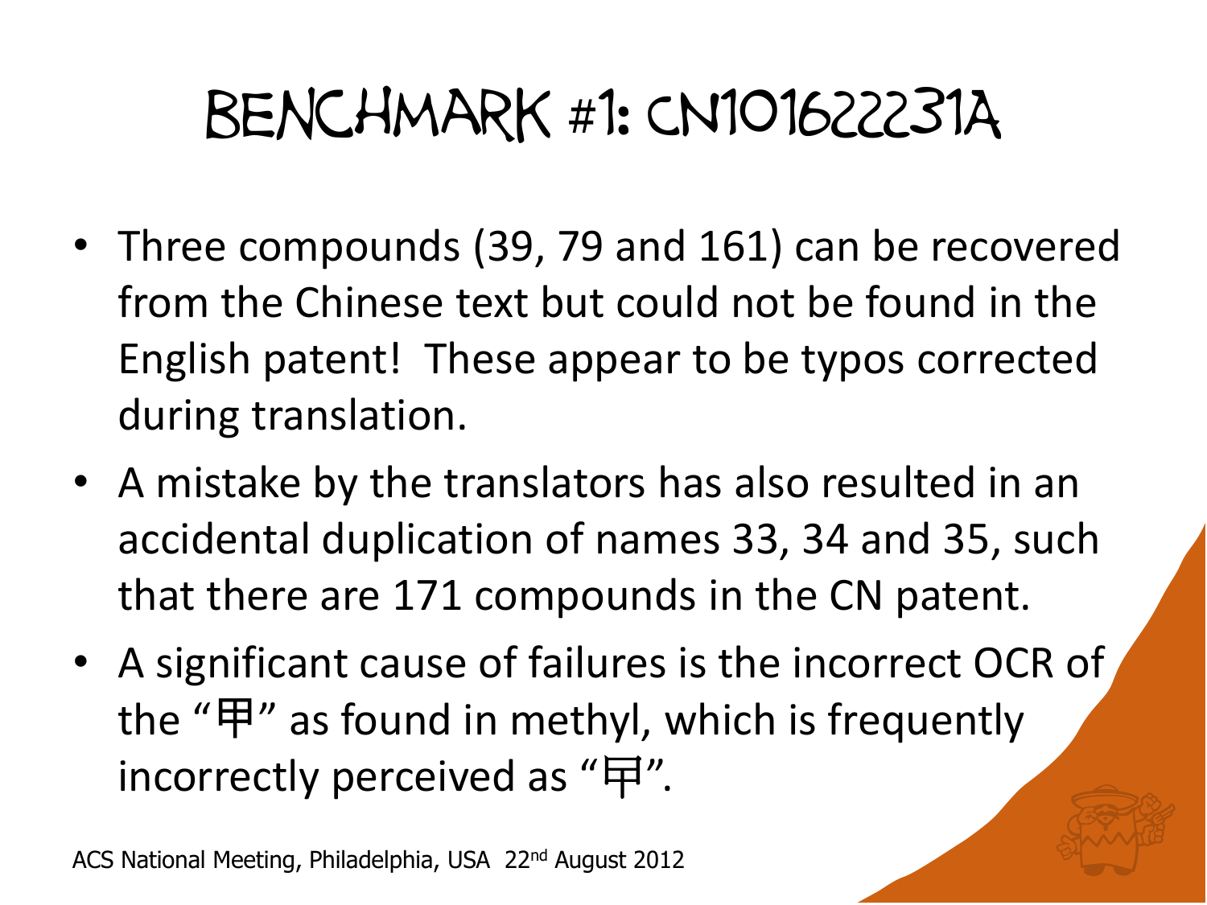# Benchmark #1: CN101622231A

- Three compounds (39, 79 and 161) can be recovered from the Chinese text but could not be found in the English patent! These appear to be typos corrected during translation.
- A mistake by the translators has also resulted in an accidental duplication of names 33, 34 and 35, such that there are 171 compounds in the CN patent.
- A significant cause of failures is the incorrect OCR of the "甲" as found in methyl, which is frequently incorrectly perceived as "円".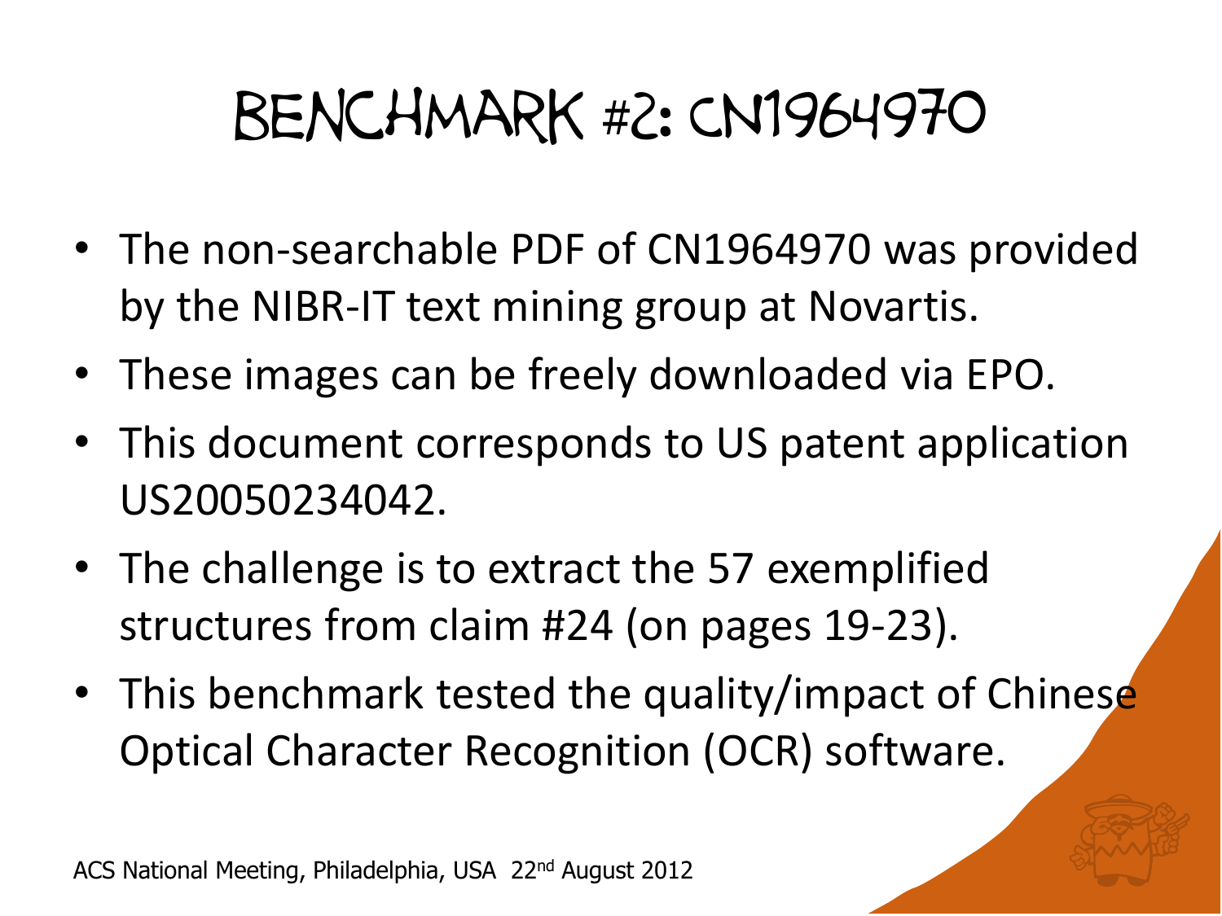# Benchmark #2: CN1964970

- The non-searchable PDF of CN1964970 was provided by the NIBR-IT text mining group at Novartis.
- These images can be freely downloaded via EPO.
- This document corresponds to US patent application US20050234042.
- The challenge is to extract the 57 exemplified structures from claim #24 (on pages 19-23).
- This benchmark tested the quality/impact of Chinese Optical Character Recognition (OCR) software.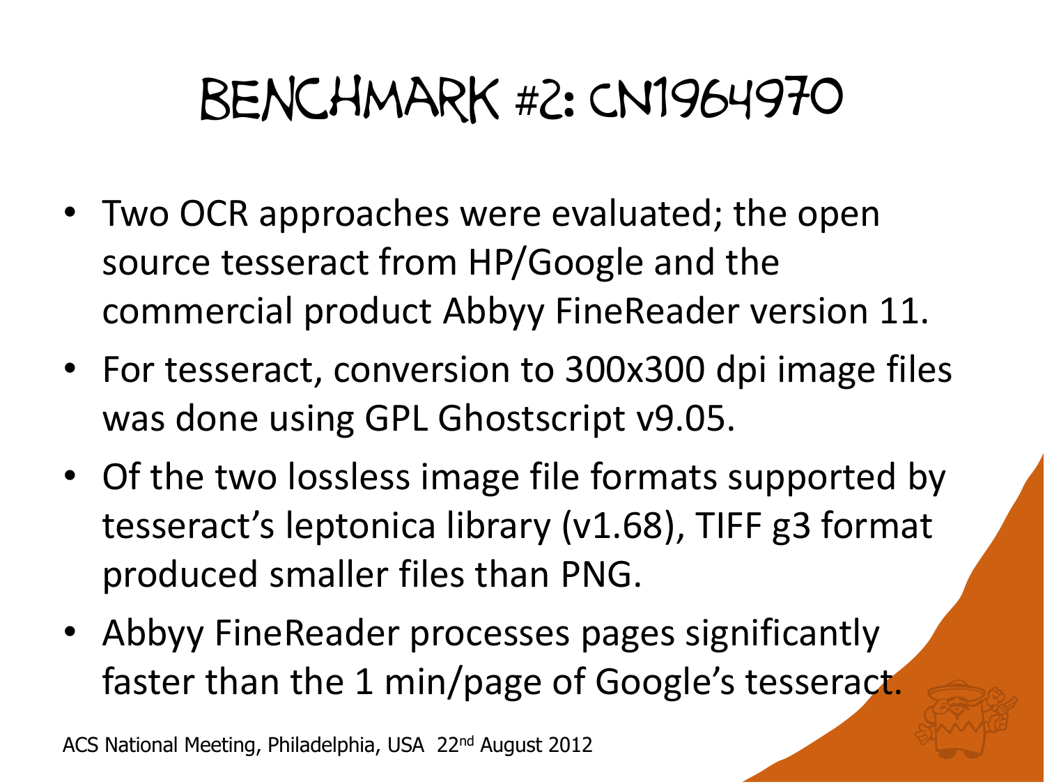# Benchmark #2: CN1964970

- Two OCR approaches were evaluated; the open source tesseract from HP/Google and the commercial product Abbyy FineReader version 11.
- For tesseract, conversion to 300x300 dpi image files was done using GPL Ghostscript v9.05.
- Of the two lossless image file formats supported by tesseract's leptonica library (v1.68), TIFF g3 format produced smaller files than PNG.
- Abbyy FineReader processes pages significantly faster than the 1 min/page of Google's tesseract.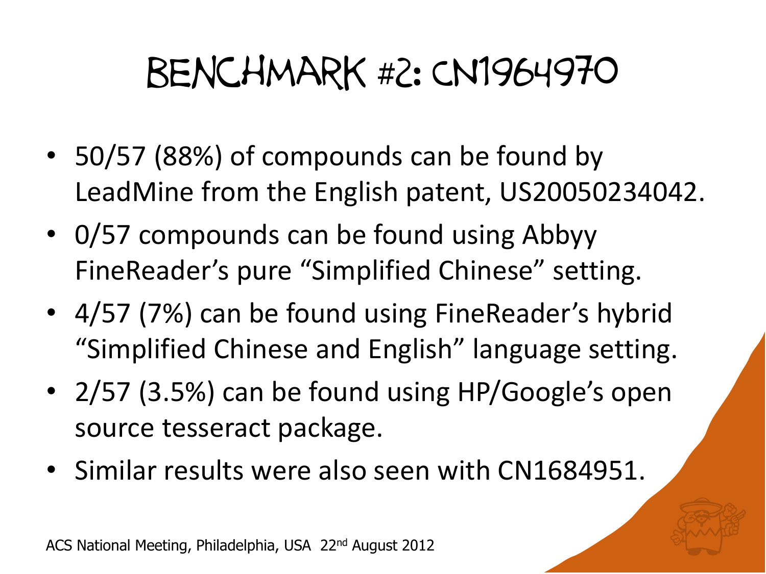# Benchmark #2: CN1964970

- 50/57 (88%) of compounds can be found by LeadMine from the English patent, US20050234042.
- 0/57 compounds can be found using Abbyy FineReader's pure "Simplified Chinese" setting.
- 4/57 (7%) can be found using FineReader's hybrid "Simplified Chinese and English" language setting.
- 2/57 (3.5%) can be found using HP/Google's open source tesseract package.
- Similar results were also seen with CN1684951.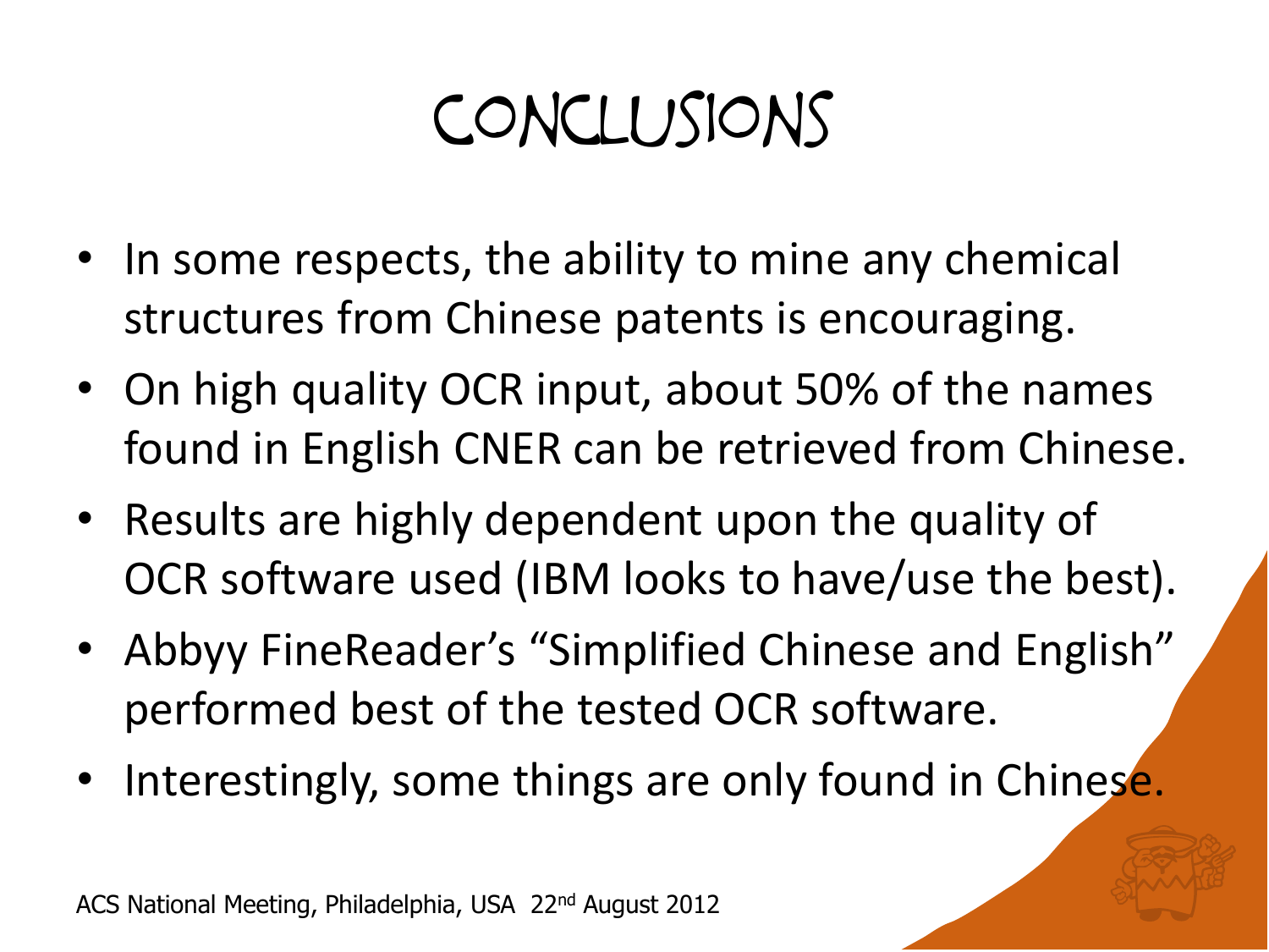# Conclusions

- In some respects, the ability to mine any chemical structures from Chinese patents is encouraging.
- On high quality OCR input, about 50% of the names found in English CNER can be retrieved from Chinese.
- Results are highly dependent upon the quality of OCR software used (IBM looks to have/use the best).
- Abbyy FineReader's "Simplified Chinese and English" performed best of the tested OCR software.
- Interestingly, some things are only found in Chinese.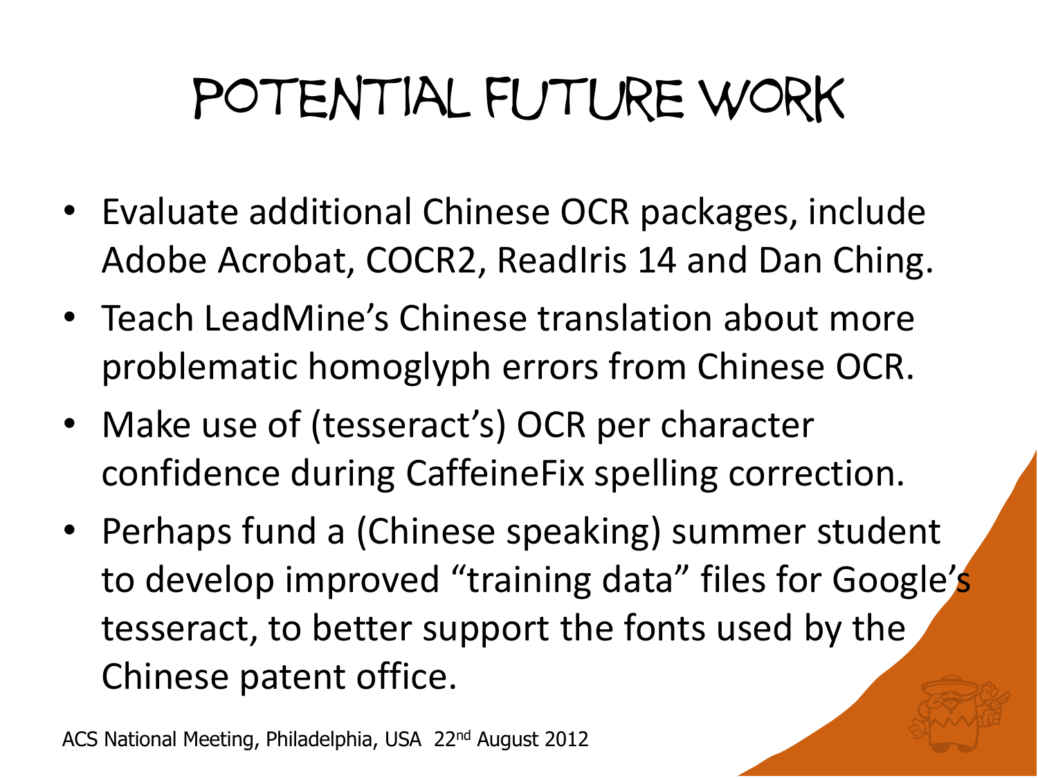# Potential Future Work

- Evaluate additional Chinese OCR packages, include Adobe Acrobat, COCR2, ReadIris 14 and Dan Ching.
- Teach LeadMine's Chinese translation about more problematic homoglyph errors from Chinese OCR.
- Make use of (tesseract's) OCR per character confidence during CaffeineFix spelling correction.
- Perhaps fund a (Chinese speaking) summer student to develop improved "training data" files for Google's tesseract, to better support the fonts used by the Chinese patent office.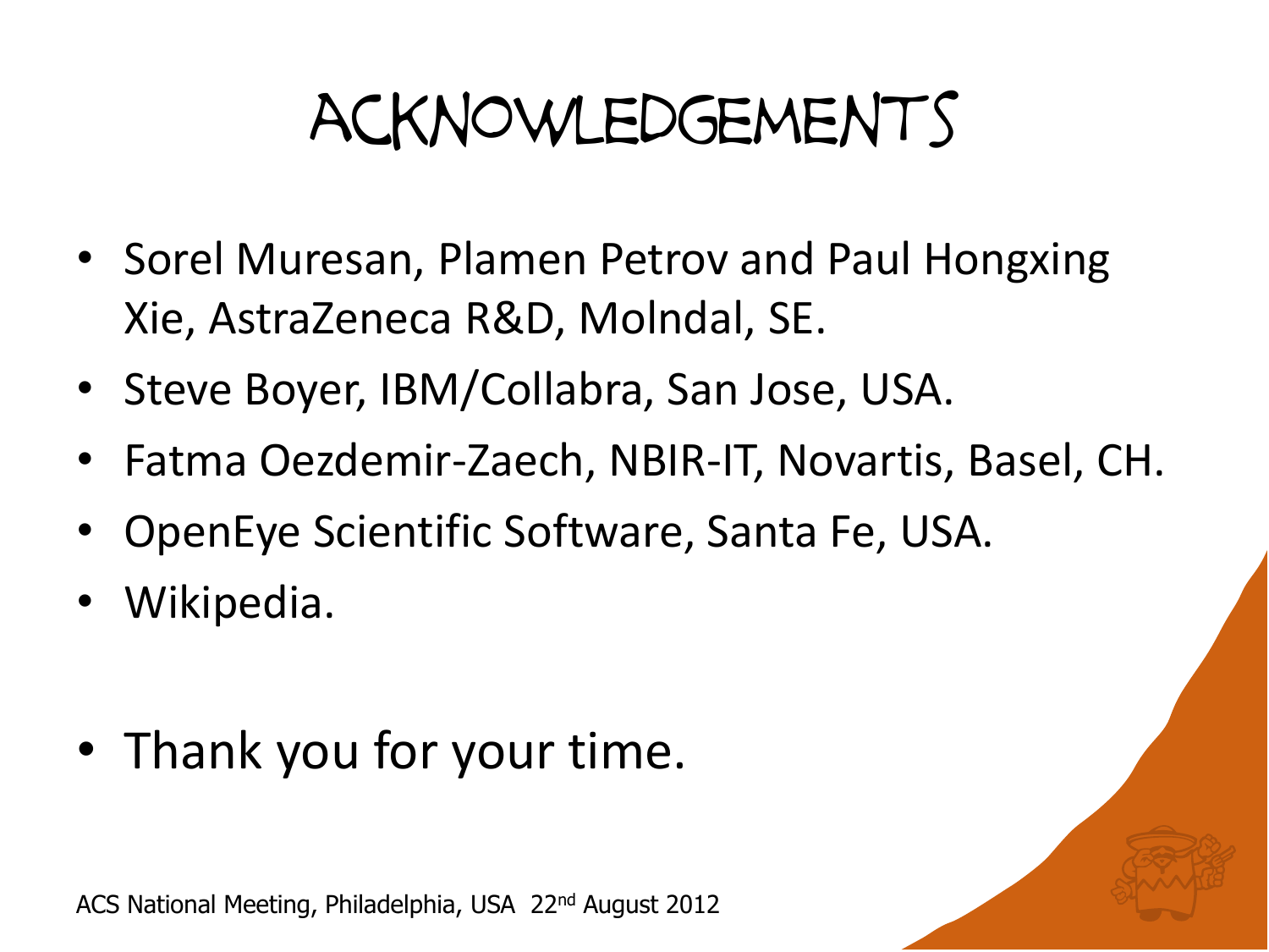# Acknowledgements

- Sorel Muresan, Plamen Petrov and Paul Hongxing Xie, AstraZeneca R&D, Molndal, SE.
- Steve Boyer, IBM/Collabra, San Jose, USA.
- Fatma Oezdemir-Zaech, NBIR-IT, Novartis, Basel, CH.
- OpenEye Scientific Software, Santa Fe, USA.
- Wikipedia.

- Thank you for your time.